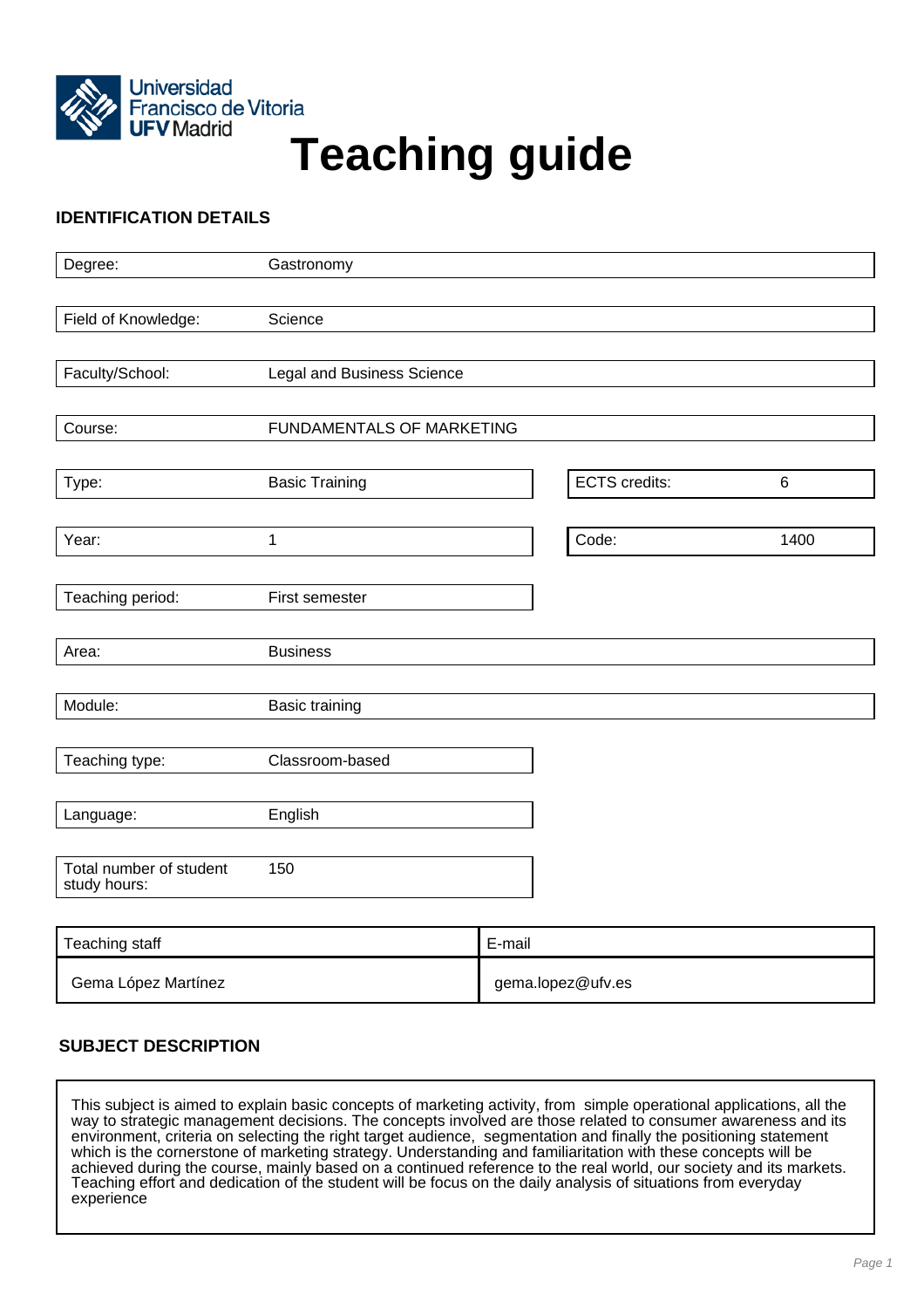# Teaching guide

## IDENTIFICATION DETAILS

| | |
|---|---|
| Degree: | Gastronomy |
| Field of Knowledge: | Science |
| Faculty/School: | Legal and Business Science |
| Course: | FUNDAMENTALS OF MARKETING |
| Type: | Basic Training |
| ECTS credits: | 6 |
| Year: | 1 |
| Code: | 1400 |
| Teaching period: | First semester |
| Area: | Business |
| Module: | Basic training |
| Teaching type: | Classroom-based |
| Language: | English |
| Total number of student study hours: | 150 |

| Teaching staff | E-mail |
|---|---|
| Gema López Martínez | gema.lopez@ufv.es |

## SUBJECT DESCRIPTION

This subject is aimed to explain basic concepts of marketing activity, from simple operational applications, all the way to strategic management decisions. The concepts involved are those related to consumer awareness and its environment, criteria on selecting the right target audience, segmentation and finally the positioning statement which is the cornerstone of marketing strategy. Understanding and familiaritation with these concepts will be achieved during the course, mainly based on a continued reference to the real world, our society and its markets. Teaching effort and dedication of the student will be focus on the daily analysis of situations from everyday experience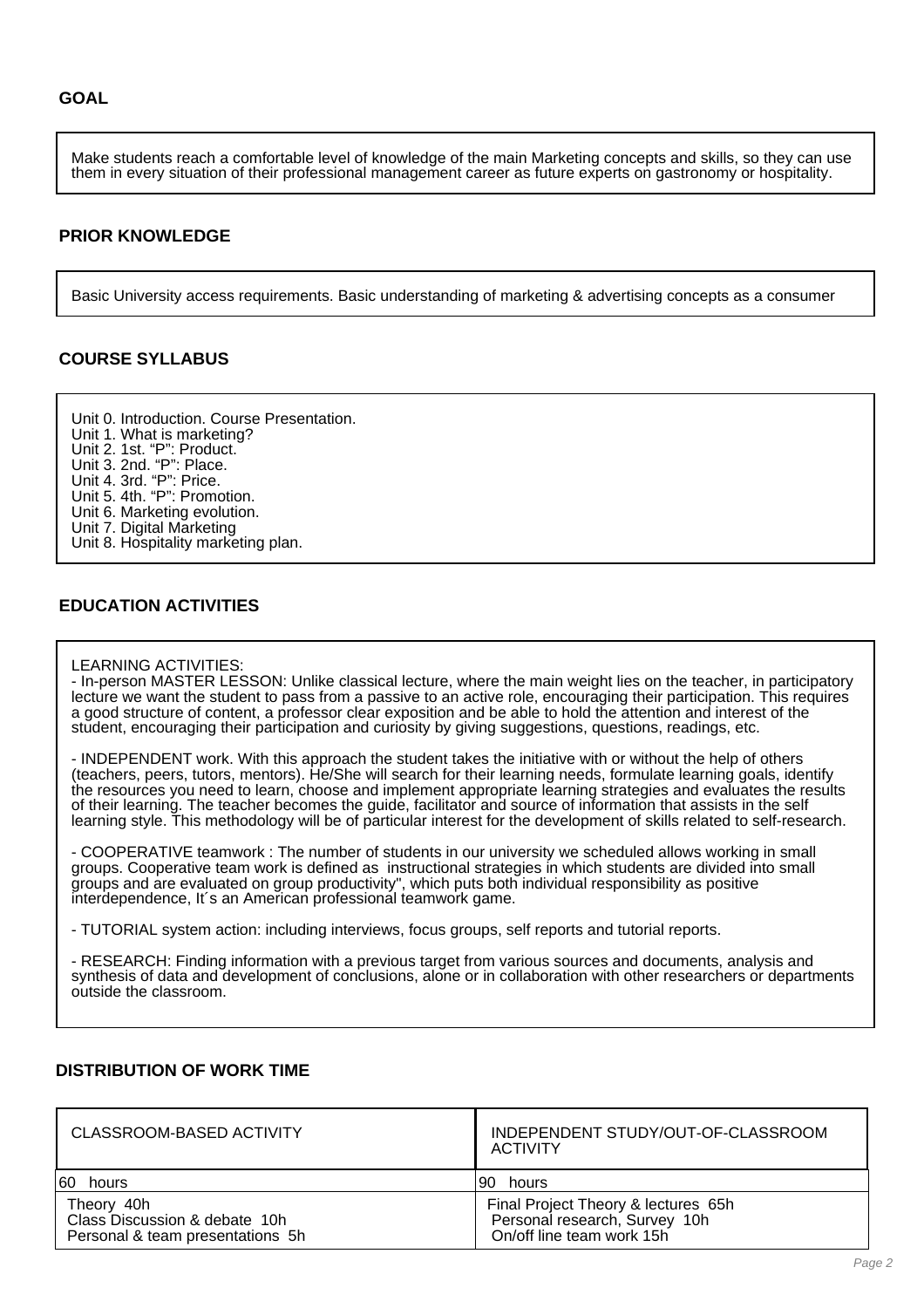## GOAL

Make students reach a comfortable level of knowledge of the main Marketing concepts and skills, so they can use them in every situation of their professional management career as future experts on gastronomy or hospitality.

## PRIOR KNOWLEDGE

Basic University access requirements. Basic understanding of marketing & advertising concepts as a consumer

## COURSE SYLLABUS

Unit 0. Introduction. Course Presentation.
Unit 1. What is marketing?
Unit 2. 1st. "P": Product.
Unit 3. 2nd. "P": Place.
Unit 4. 3rd. "P": Price.
Unit 5. 4th. "P": Promotion.
Unit 6. Marketing evolution.
Unit 7. Digital Marketing
Unit 8. Hospitality marketing plan.

## EDUCATION ACTIVITIES

LEARNING ACTIVITIES:
- In-person MASTER LESSON: Unlike classical lecture, where the main weight lies on the teacher, in participatory lecture we want the student to pass from a passive to an active role, encouraging their participation. This requires a good structure of content, a professor clear exposition and be able to hold the attention and interest of the student, encouraging their participation and curiosity by giving suggestions, questions, readings, etc.

- INDEPENDENT work. With this approach the student takes the initiative with or without the help of others (teachers, peers, tutors, mentors). He/She will search for their learning needs, formulate learning goals, identify the resources you need to learn, choose and implement appropriate learning strategies and evaluates the results of their learning. The teacher becomes the guide, facilitator and source of information that assists in the self learning style. This methodology will be of particular interest for the development of skills related to self-research.

- COOPERATIVE teamwork : The number of students in our university we scheduled allows working in small groups. Cooperative team work is defined as instructional strategies in which students are divided into small groups and are evaluated on group productivity", which puts both individual responsibility as positive interdependence, It´s an American professional teamwork game.

- TUTORIAL system action: including interviews, focus groups, self reports and tutorial reports.

- RESEARCH: Finding information with a previous target from various sources and documents, analysis and synthesis of data and development of conclusions, alone or in collaboration with other researchers or departments outside the classroom.

## DISTRIBUTION OF WORK TIME

| CLASSROOM-BASED ACTIVITY | INDEPENDENT STUDY/OUT-OF-CLASSROOM ACTIVITY |
|---|---|
| 60 hours | 90 hours |
| Theory 40h<br>Class Discussion & debate 10h<br>Personal & team presentations 5h | Final Project Theory & lectures 65h<br>Personal research, Survey 10h<br>On/off line team work 15h |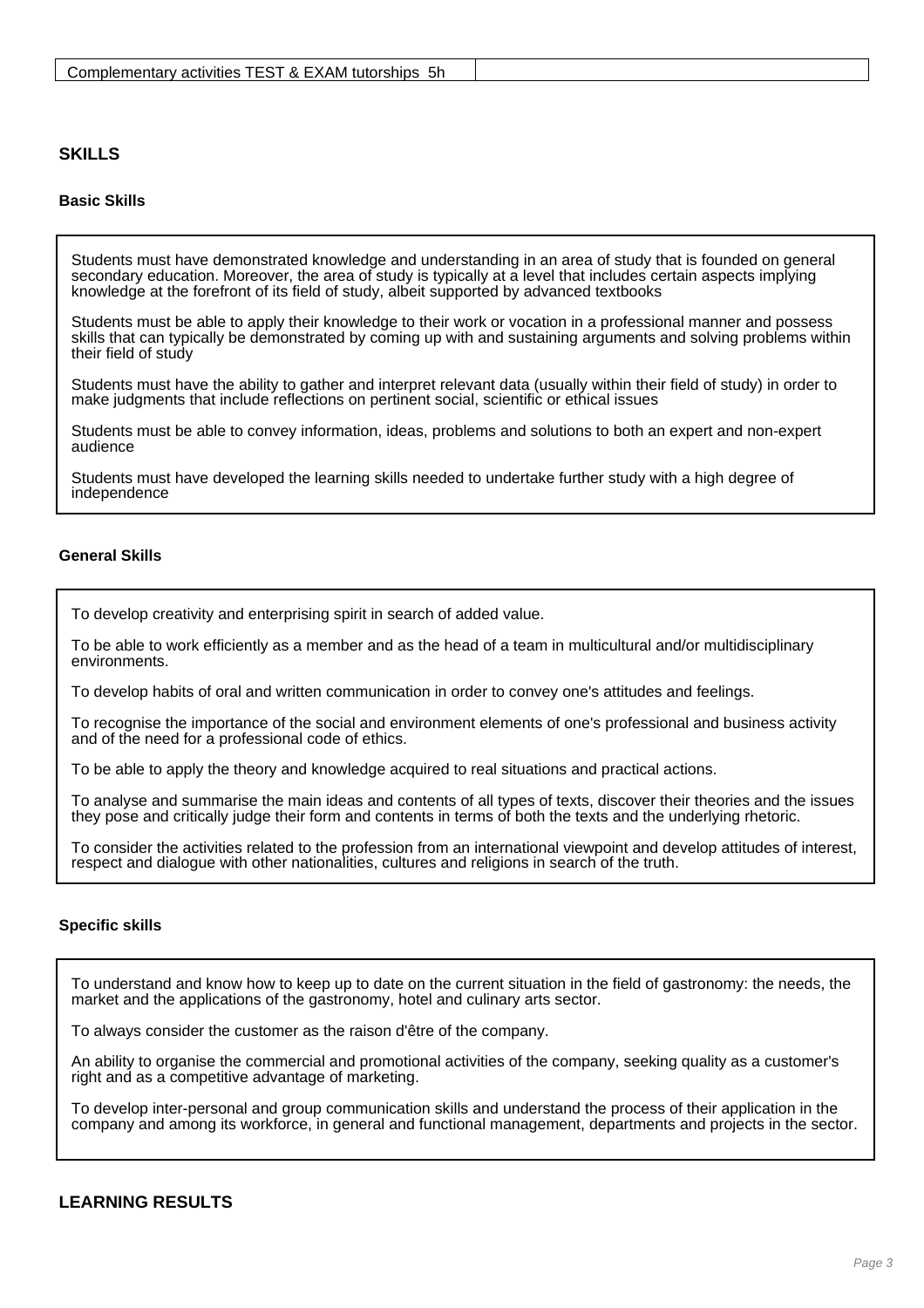| Complementary activities TEST & EXAM tutorships 5h | |
|---|---|

## SKILLS

### Basic Skills

Students must have demonstrated knowledge and understanding in an area of study that is founded on general secondary education. Moreover, the area of study is typically at a level that includes certain aspects implying knowledge at the forefront of its field of study, albeit supported by advanced textbooks

Students must be able to apply their knowledge to their work or vocation in a professional manner and possess skills that can typically be demonstrated by coming up with and sustaining arguments and solving problems within their field of study

Students must have the ability to gather and interpret relevant data (usually within their field of study) in order to make judgments that include reflections on pertinent social, scientific or ethical issues

Students must be able to convey information, ideas, problems and solutions to both an expert and non-expert audience

Students must have developed the learning skills needed to undertake further study with a high degree of independence

### General Skills

To develop creativity and enterprising spirit in search of added value.

To be able to work efficiently as a member and as the head of a team in multicultural and/or multidisciplinary environments.

To develop habits of oral and written communication in order to convey one's attitudes and feelings.

To recognise the importance of the social and environment elements of one's professional and business activity and of the need for a professional code of ethics.

To be able to apply the theory and knowledge acquired to real situations and practical actions.

To analyse and summarise the main ideas and contents of all types of texts, discover their theories and the issues they pose and critically judge their form and contents in terms of both the texts and the underlying rhetoric.

To consider the activities related to the profession from an international viewpoint and develop attitudes of interest, respect and dialogue with other nationalities, cultures and religions in search of the truth.

### Specific skills

To understand and know how to keep up to date on the current situation in the field of gastronomy: the needs, the market and the applications of the gastronomy, hotel and culinary arts sector.

To always consider the customer as the raison d'être of the company.

An ability to organise the commercial and promotional activities of the company, seeking quality as a customer's right and as a competitive advantage of marketing.

To develop inter-personal and group communication skills and understand the process of their application in the company and among its workforce, in general and functional management, departments and projects in the sector.

## LEARNING RESULTS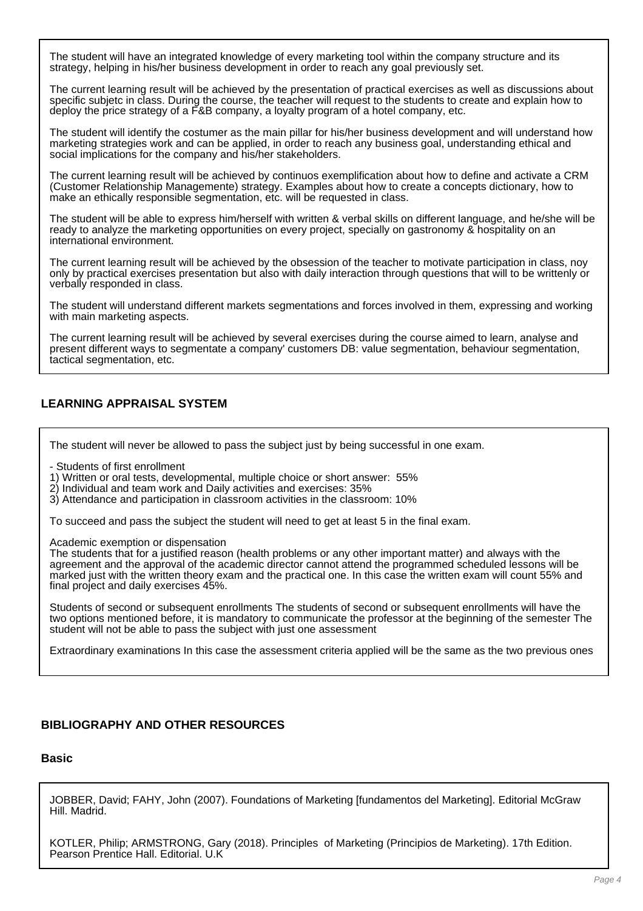The student will have an integrated knowledge of every marketing tool within the company structure and its strategy, helping in his/her business development in order to reach any goal previously set.

The current learning result will be achieved by the presentation of practical exercises as well as discussions about specific subjetc in class. During the course, the teacher will request to the students to create and explain how to deploy the price strategy of a F&B company, a loyalty program of a hotel company, etc.

The student will identify the costumer as the main pillar for his/her business development and will understand how marketing strategies work and can be applied, in order to reach any business goal, understanding ethical and social implications for the company and his/her stakeholders.

The current learning result will be achieved by continuos exemplification about how to define and activate a CRM (Customer Relationship Managemente) strategy. Examples about how to create a concepts dictionary, how to make an ethically responsible segmentation, etc. will be requested in class.

The student will be able to express him/herself with written & verbal skills on different language, and he/she will be ready to analyze the marketing opportunities on every project, specially on gastronomy & hospitality on an international environment.

The current learning result will be achieved by the obsession of the teacher to motivate participation in class, noy only by practical exercises presentation but also with daily interaction through questions that will to be writtenly or verbally responded in class.

The student will understand different markets segmentations and forces involved in them, expressing and working with main marketing aspects.

The current learning result will be achieved by several exercises during the course aimed to learn, analyse and present different ways to segmentate a company' customers DB: value segmentation, behaviour segmentation, tactical segmentation, etc.

## LEARNING APPRAISAL SYSTEM

The student will never be allowed to pass the subject just by being successful in one exam.

- Students of first enrollment
1) Written or oral tests, developmental, multiple choice or short answer: 55%
2) Individual and team work and Daily activities and exercises: 35%
3) Attendance and participation in classroom activities in the classroom: 10%

To succeed and pass the subject the student will need to get at least 5 in the final exam.

Academic exemption or dispensation
The students that for a justified reason (health problems or any other important matter) and always with the agreement and the approval of the academic director cannot attend the programmed scheduled lessons will be marked just with the written theory exam and the practical one. In this case the written exam will count 55% and final project and daily exercises 45%.

Students of second or subsequent enrollments The students of second or subsequent enrollments will have the two options mentioned before, it is mandatory to communicate the professor at the beginning of the semester The student will not be able to pass the subject with just one assessment

Extraordinary examinations In this case the assessment criteria applied will be the same as the two previous ones

## BIBLIOGRAPHY AND OTHER RESOURCES

### Basic

JOBBER, David; FAHY, John (2007). Foundations of Marketing [fundamentos del Marketing]. Editorial McGraw Hill. Madrid.

KOTLER, Philip; ARMSTRONG, Gary (2018). Principles of Marketing (Principios de Marketing). 17th Edition. Pearson Prentice Hall. Editorial. U.K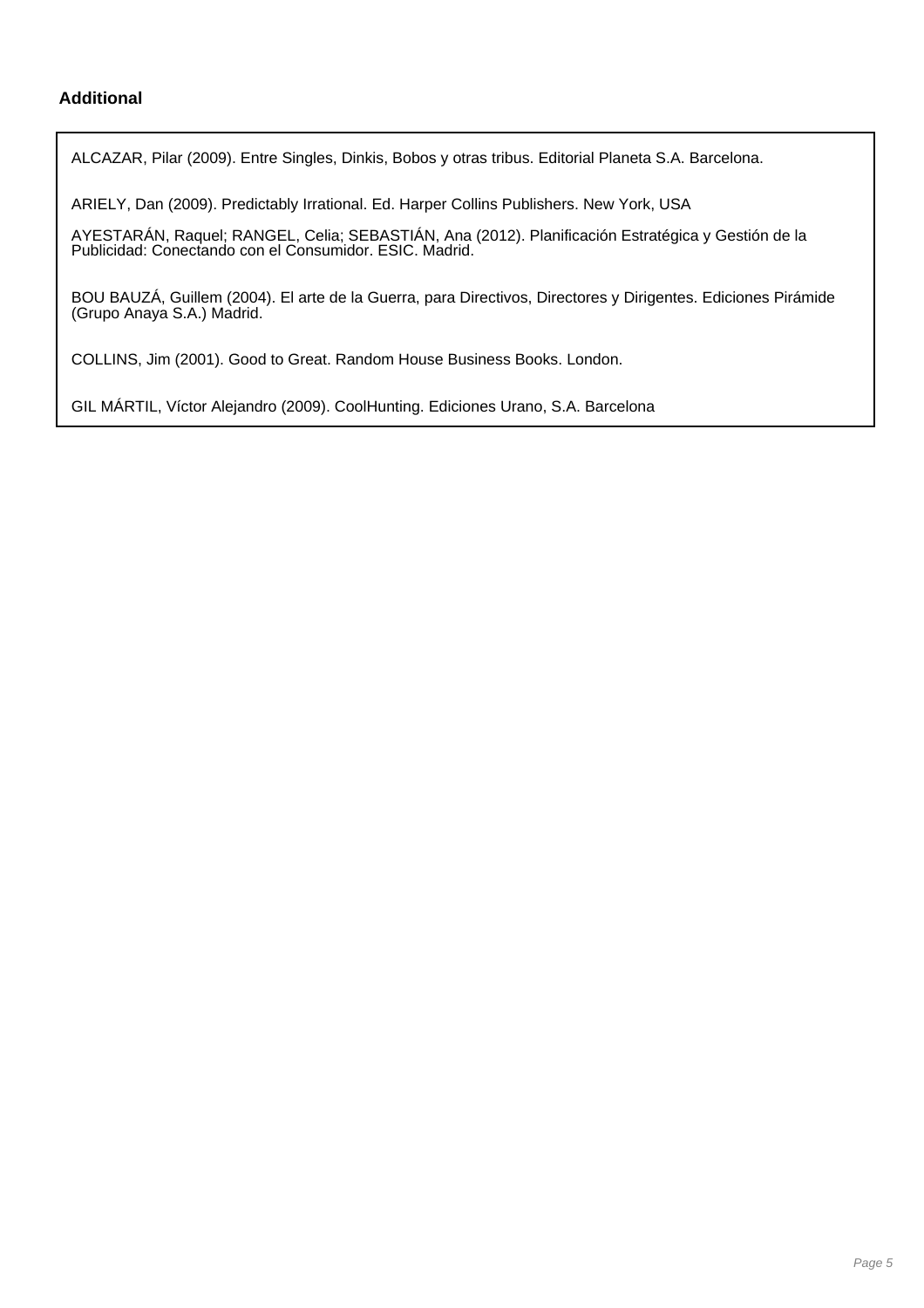### Additional

ALCAZAR, Pilar (2009). Entre Singles, Dinkis, Bobos y otras tribus. Editorial Planeta S.A. Barcelona.

ARIELY, Dan (2009). Predictably Irrational. Ed. Harper Collins Publishers. New York, USA

AYESTARÁN, Raquel; RANGEL, Celia; SEBASTIÁN, Ana (2012). Planificación Estratégica y Gestión de la Publicidad: Conectando con el Consumidor. ESIC. Madrid.

BOU BAUZÁ, Guillem (2004). El arte de la Guerra, para Directivos, Directores y Dirigentes. Ediciones Pirámide (Grupo Anaya S.A.) Madrid.

COLLINS, Jim (2001). Good to Great. Random House Business Books. London.

GIL MÁRTIL, Víctor Alejandro (2009). CoolHunting. Ediciones Urano, S.A. Barcelona